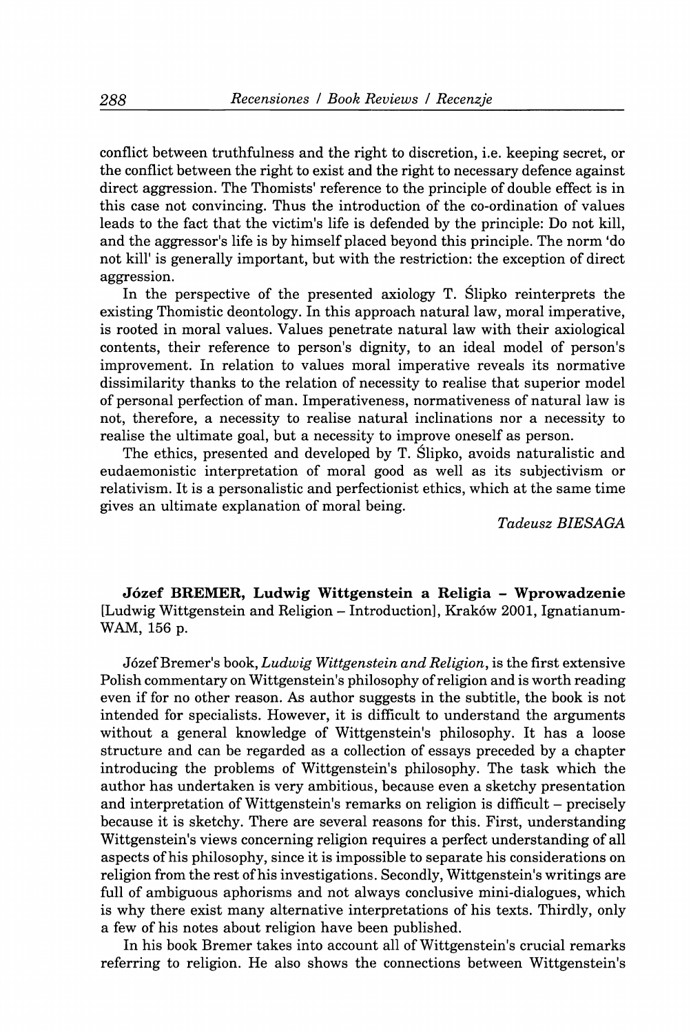conflict between truthfulness and the right to discretion, i.e. keeping secret, or the conflict between the right to exist and the right to necessary defence against direct aggression. The Thomists' reference to the principle of double effect is in this case not convincing. Thus the introduction of the co-ordination of values leads to the fact that the victim's life is defended by the principle: Do not kill, and the aggressor's life is by himself placed beyond this principle. The norm 'do not kill' is generally important, but with the restriction: the exception of direct aggression.

In the perspective of the presented axiology T. Ślipko reinterprets the existing Thomistic deontology. In this approach natural law, moral imperative, is rooted in moral values. Values penetrate natural law with their axiological contents, their reference to person's dignity, to an ideal model of person's improvement. In relation to values moral imperative reveals its normative dissimilarity thanks to the relation of necessity to realise that superior model of personal perfection of man. Imperativeness, normativeness of natural law is not, therefore, a necessity to realise natural inclinations nor a necessity to realise the ultimate goal, but a necessity to improve oneself as person.

The ethics, presented and developed by T. Ślipko, avoids naturalistic and eudaemonistic interpretation of moral good as well as its subjectivism or relativism. It is a personalistic and perfectionist ethics, which at the same time gives an ultimate explanation of moral being.

*Tadeusz BIESAGA*

**Józef BREMER, Ludwig Wittgenstein a Religia – Wprowadzenie** [Ludwig Wittgenstein and Religion – Introduction], Kraków 2001, Ignatianum-WAM, 156 p.

Józef Bremer's book, *Ludwig Wittgenstein and Religion*, is the first extensive Polish commentary on Wittgenstein's philosophy of religion and is worth reading even if for no other reason. As author suggests in the subtitle, the book is not intended for specialists. However, it is difficult to understand the arguments without a general knowledge of Wittgenstein's philosophy. It has a loose structure and can be regarded as a collection of essays preceded by a chapter introducing the problems of Wittgenstein's philosophy. The task which the author has undertaken is very ambitious, because even a sketchy presentation and interpretation of Wittgenstein's remarks on religion is difficult – precisely because it is sketchy. There are several reasons for this. First, understanding Wittgenstein's views concerning religion requires a perfect understanding of all aspects of his philosophy, since it is impossible to separate his considerations on religion from the rest of his investigations. Secondly, Wittgenstein's writings are full of ambiguous aphorisms and not always conclusive mini-dialogues, which is why there exist many alternative interpretations of his texts. Thirdly, only a few of his notes about religion have been published.

In his book Bremer takes into account all of Wittgenstein's crucial remarks referring to religion. He also shows the connections between Wittgenstein's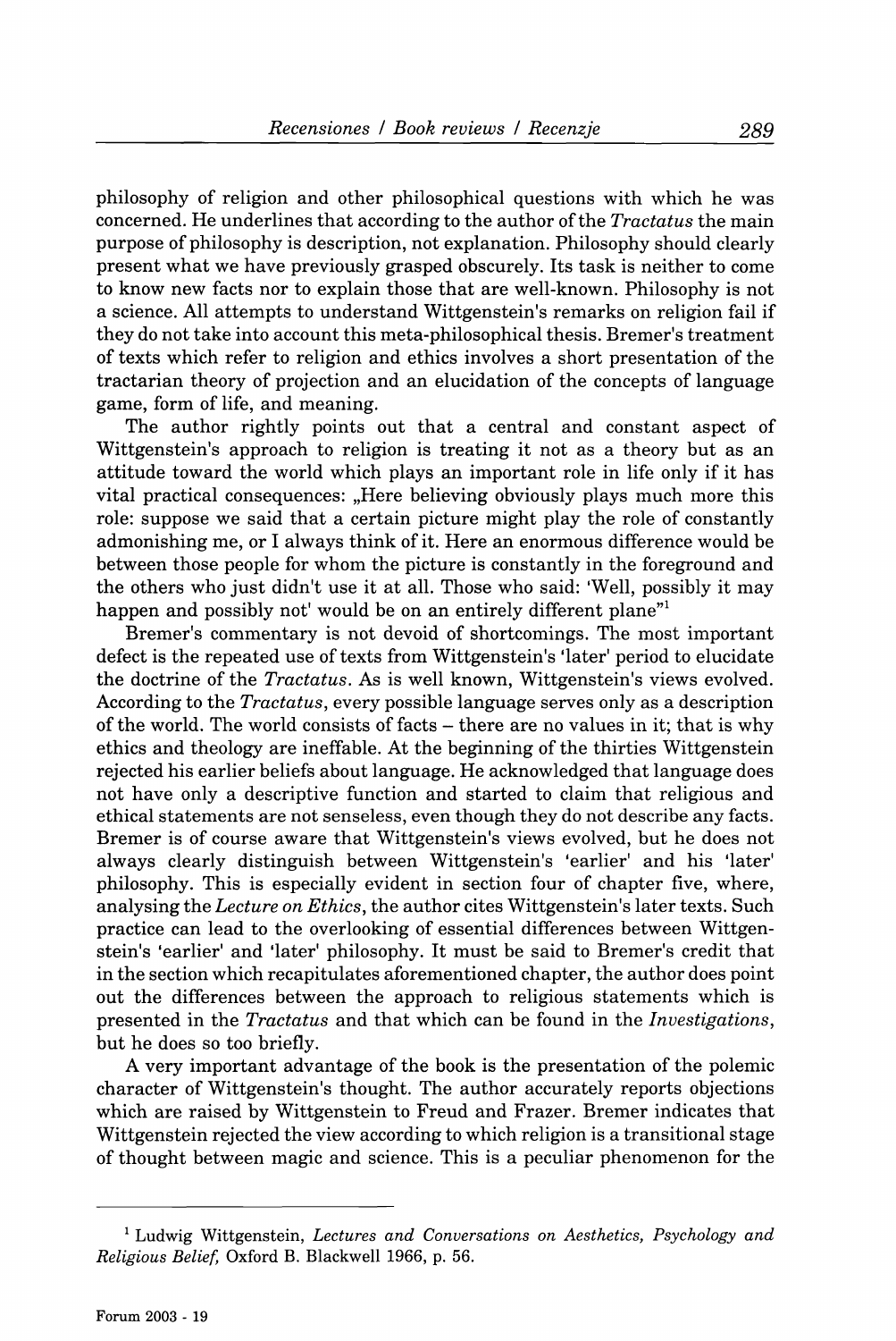philosophy of religion and other philosophical questions with which he was concerned. He underlines that according to the author of the *Tractatus* the main purpose of philosophy is description, not explanation. Philosophy should clearly present what we have previously grasped obscurely. Its task is neither to come to know new facts nor to explain those that are well-known. Philosophy is not a science. All attempts to understand Wittgenstein's remarks on religion fail if they do not take into account this meta-philosophical thesis. Bremer's treatment of texts which refer to religion and ethics involves a short presentation of the tractarian theory of projection and an elucidation of the concepts of language game, form of life, and meaning.

The author rightly points out that a central and constant aspect of Wittgenstein's approach to religion is treating it not as a theory but as an attitude toward the world which plays an important role in life only if it has vital practical consequences: „Here believing obviously plays much more this role: suppose we said that a certain picture might play the role of constantly admonishing me, or I always think of it. Here an enormous difference would be between those people for whom the picture is constantly in the foreground and the others who just didn't use it at all. Those who said: 'Well, possibly it may happen and possibly not' would be on an entirely different plane"[1]

Bremer's commentary is not devoid of shortcomings. The most important defect is the repeated use of texts from Wittgenstein's 'later' period to elucidate the doctrine of the *Tractatus*. As is well known, Wittgenstein's views evolved. According to the *Tractatus*, every possible language serves only as a description of the world. The world consists of facts – there are no values in it; that is why ethics and theology are ineffable. At the beginning of the thirties Wittgenstein rejected his earlier beliefs about language. He acknowledged that language does not have only a descriptive function and started to claim that religious and ethical statements are not senseless, even though they do not describe any facts. Bremer is of course aware that Wittgenstein's views evolved, but he does not always clearly distinguish between Wittgenstein's 'earlier' and his 'later' philosophy. This is especially evident in section four of chapter five, where, analysing the *Lecture on Ethics*, the author cites Wittgenstein's later texts. Such practice can lead to the overlooking of essential differences between Wittgenstein's 'earlier' and 'later' philosophy. It must be said to Bremer's credit that in the section which recapitulates aforementioned chapter, the author does point out the differences between the approach to religious statements which is presented in the *Tractatus* and that which can be found in the *Investigations*, but he does so too briefly.

A very important advantage of the book is the presentation of the polemic character of Wittgenstein's thought. The author accurately reports objections which are raised by Wittgenstein to Freud and Frazer. Bremer indicates that Wittgenstein rejected the view according to which religion is a transitional stage of thought between magic and science. This is a peculiar phenomenon for the

---

[1] Ludwig Wittgenstein, *Lectures and Conversations on Aesthetics, Psychology and Religious Belief*, Oxford B. Blackwell 1966, p. 56.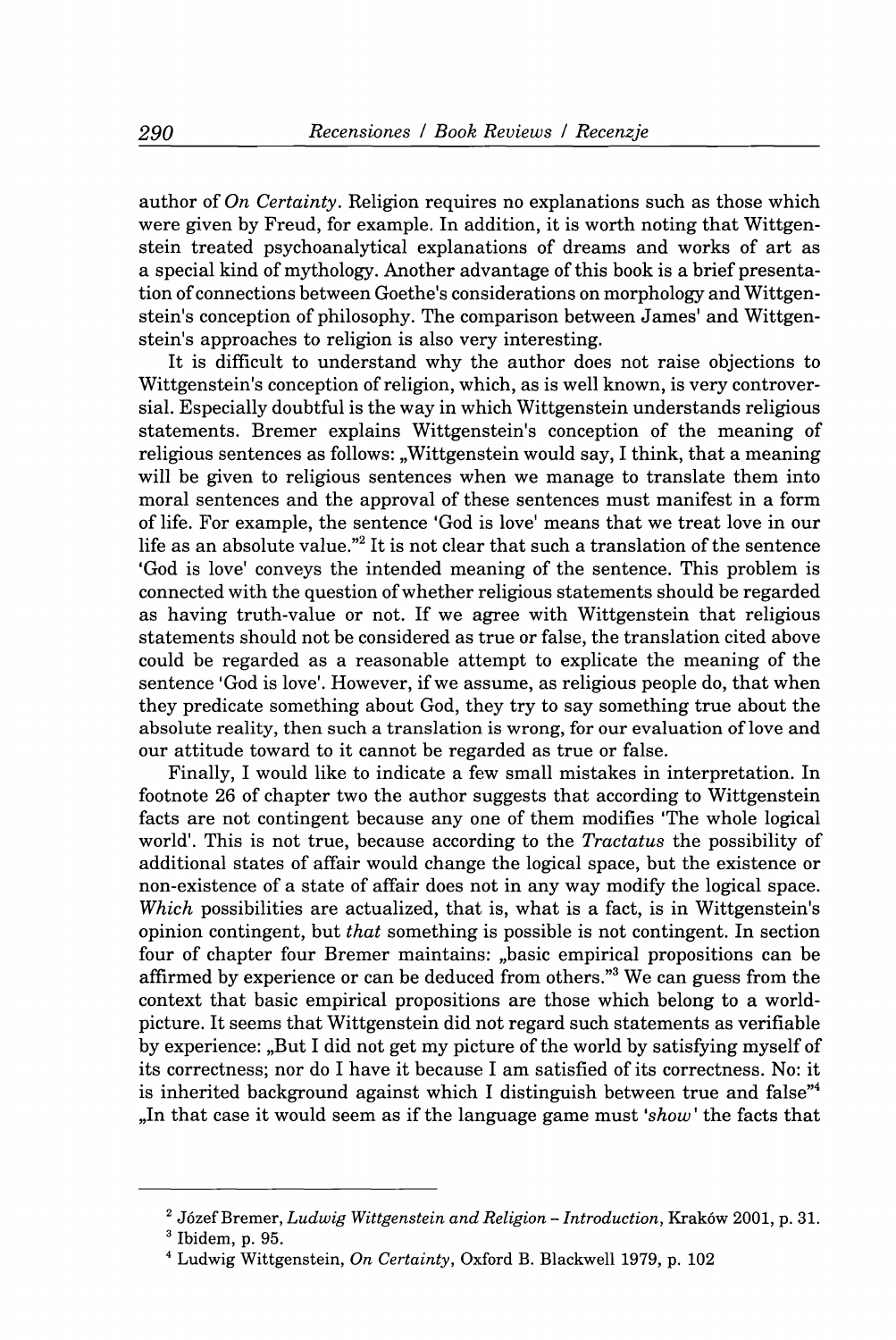author of *On Certainty*. Religion requires no explanations such as those which were given by Freud, for example. In addition, it is worth noting that Wittgenstein treated psychoanalytical explanations of dreams and works of art as a special kind of mythology. Another advantage of this book is a brief presentation of connections between Goethe's considerations on morphology and Wittgenstein's conception of philosophy. The comparison between James' and Wittgenstein's approaches to religion is also very interesting.

It is difficult to understand why the author does not raise objections to Wittgenstein's conception of religion, which, as is well known, is very controversial. Especially doubtful is the way in which Wittgenstein understands religious statements. Bremer explains Wittgenstein's conception of the meaning of religious sentences as follows: „Wittgenstein would say, I think, that a meaning will be given to religious sentences when we manage to translate them into moral sentences and the approval of these sentences must manifest in a form of life. For example, the sentence 'God is love' means that we treat love in our life as an absolute value."[2] It is not clear that such a translation of the sentence 'God is love' conveys the intended meaning of the sentence. This problem is connected with the question of whether religious statements should be regarded as having truth-value or not. If we agree with Wittgenstein that religious statements should not be considered as true or false, the translation cited above could be regarded as a reasonable attempt to explicate the meaning of the sentence 'God is love'. However, if we assume, as religious people do, that when they predicate something about God, they try to say something true about the absolute reality, then such a translation is wrong, for our evaluation of love and our attitude toward to it cannot be regarded as true or false.

Finally, I would like to indicate a few small mistakes in interpretation. In footnote 26 of chapter two the author suggests that according to Wittgenstein facts are not contingent because any one of them modifies 'The whole logical world'. This is not true, because according to the *Tractatus* the possibility of additional states of affair would change the logical space, but the existence or non-existence of a state of affair does not in any way modify the logical space. *Which* possibilities are actualized, that is, what is a fact, is in Wittgenstein's opinion contingent, but *that* something is possible is not contingent. In section four of chapter four Bremer maintains: „basic empirical propositions can be affirmed by experience or can be deduced from others."[3] We can guess from the context that basic empirical propositions are those which belong to a world-picture. It seems that Wittgenstein did not regard such statements as verifiable by experience: „But I did not get my picture of the world by satisfying myself of its correctness; nor do I have it because I am satisfied of its correctness. No: it is inherited background against which I distinguish between true and false"[4] „In that case it would seem as if the language game must '*show*' the facts that

---

[2] Józef Bremer, *Ludwig Wittgenstein and Religion – Introduction*, Kraków 2001, p. 31.

[3] Ibidem, p. 95.

[4] Ludwig Wittgenstein, *On Certainty*, Oxford B. Blackwell 1979, p. 102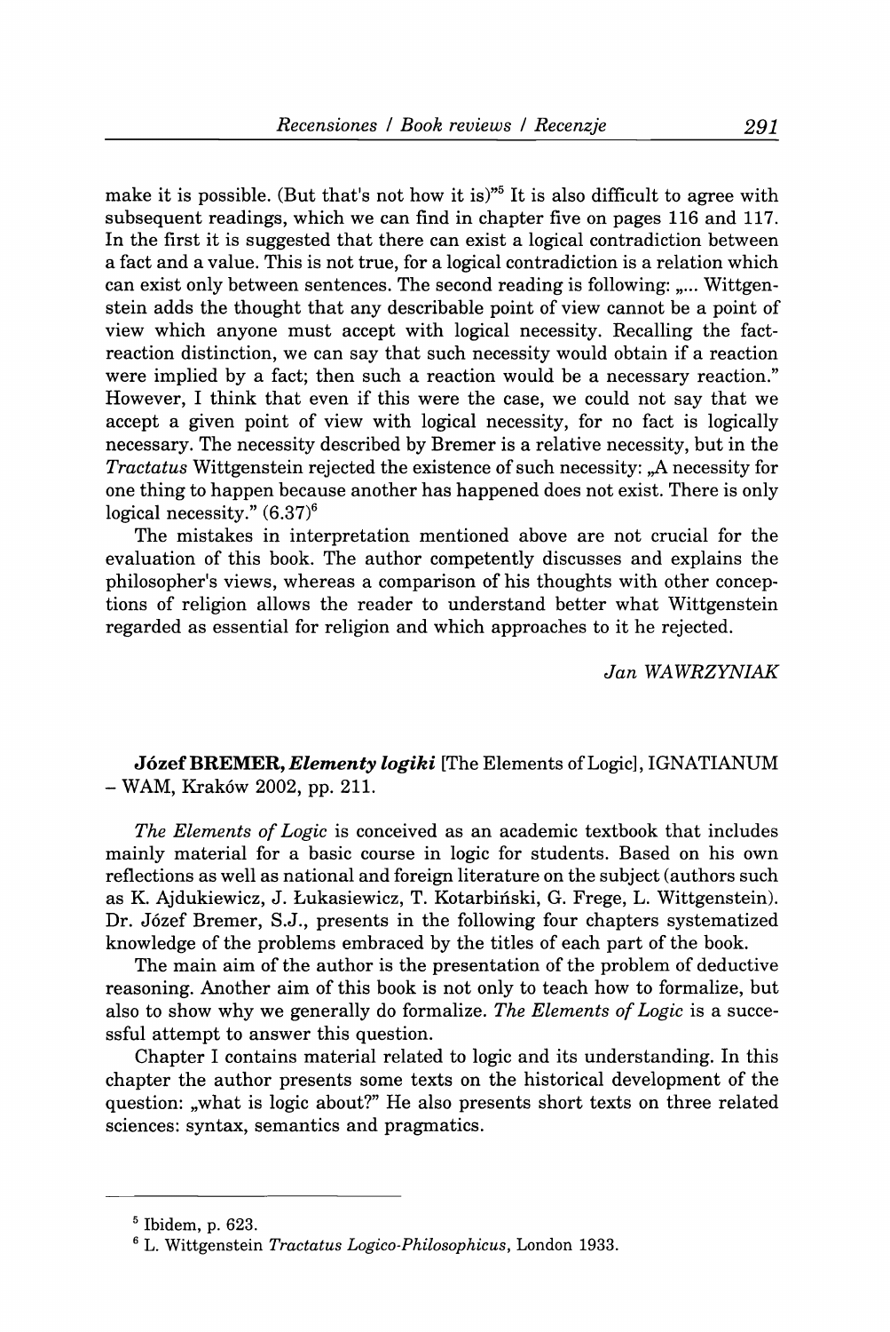make it is possible. (But that's not how it is)"[5] It is also difficult to agree with subsequent readings, which we can find in chapter five on pages 116 and 117. In the first it is suggested that there can exist a logical contradiction between a fact and a value. This is not true, for a logical contradiction is a relation which can exist only between sentences. The second reading is following: „... Wittgenstein adds the thought that any describable point of view cannot be a point of view which anyone must accept with logical necessity. Recalling the fact-reaction distinction, we can say that such necessity would obtain if a reaction were implied by a fact; then such a reaction would be a necessary reaction." However, I think that even if this were the case, we could not say that we accept a given point of view with logical necessity, for no fact is logically necessary. The necessity described by Bremer is a relative necessity, but in the *Tractatus* Wittgenstein rejected the existence of such necessity: „A necessity for one thing to happen because another has happened does not exist. There is only logical necessity." (6.37)[6]

The mistakes in interpretation mentioned above are not crucial for the evaluation of this book. The author competently discusses and explains the philosopher's views, whereas a comparison of his thoughts with other conceptions of religion allows the reader to understand better what Wittgenstein regarded as essential for religion and which approaches to it he rejected.

*Jan WAWRZYNIAK*

**Józef BREMER, *Elementy logiki*** [The Elements of Logic], IGNATIANUM – WAM, Kraków 2002, pp. 211.

*The Elements of Logic* is conceived as an academic textbook that includes mainly material for a basic course in logic for students. Based on his own reflections as well as national and foreign literature on the subject (authors such as K. Ajdukiewicz, J. Łukasiewicz, T. Kotarbiński, G. Frege, L. Wittgenstein). Dr. Józef Bremer, S.J., presents in the following four chapters systematized knowledge of the problems embraced by the titles of each part of the book.

The main aim of the author is the presentation of the problem of deductive reasoning. Another aim of this book is not only to teach how to formalize, but also to show why we generally do formalize. *The Elements of Logic* is a successful attempt to answer this question.

Chapter I contains material related to logic and its understanding. In this chapter the author presents some texts on the historical development of the question: „what is logic about?" He also presents short texts on three related sciences: syntax, semantics and pragmatics.

---

[5] Ibidem, p. 623.

[6] L. Wittgenstein *Tractatus Logico-Philosophicus*, London 1933.